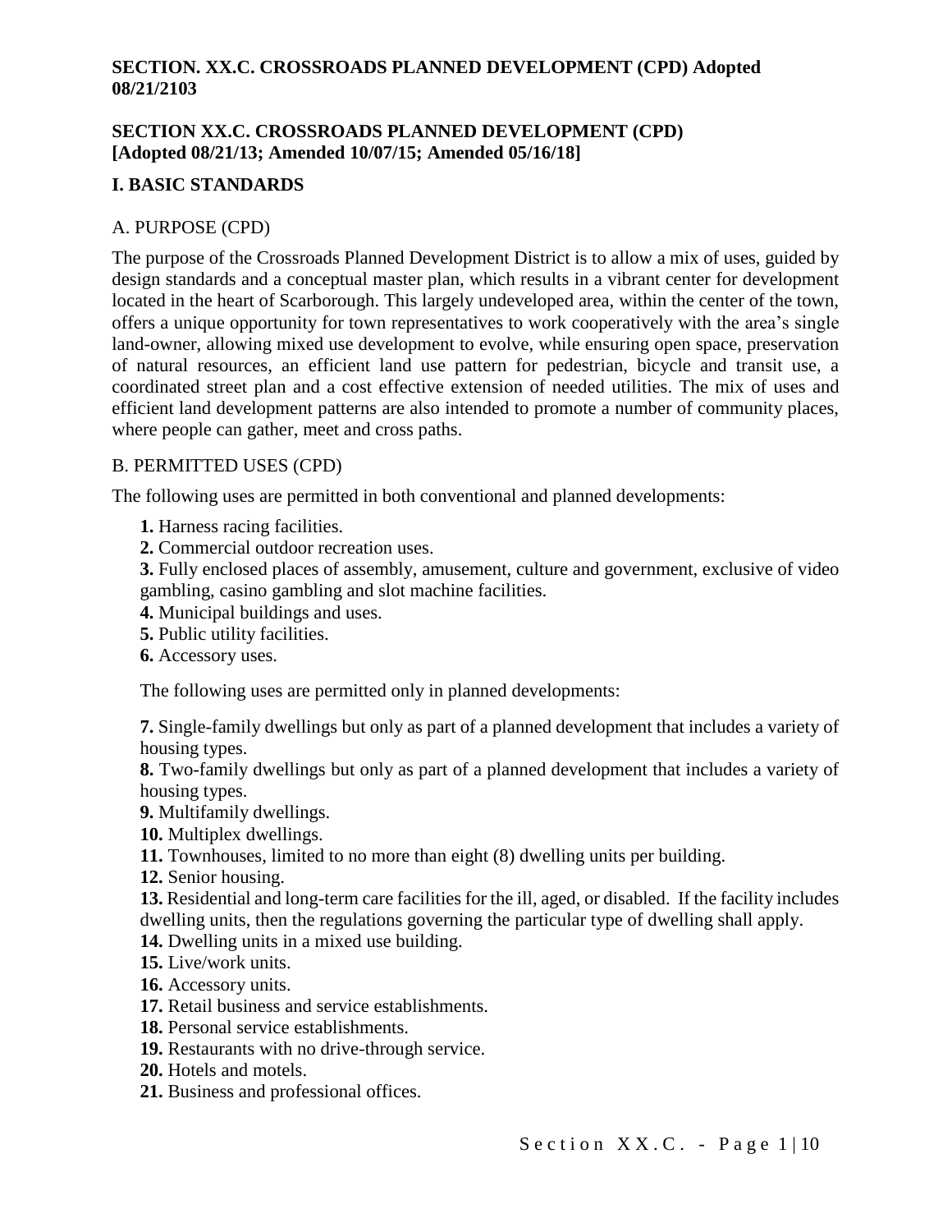**SECTION. XX.C. CROSSROADS PLANNED DEVELOPMENT (CPD) Adopted 08/21/2103**

## SECTION XX.C. CROSSROADS PLANNED DEVELOPMENT (CPD) [Adopted 08/21/13; Amended 10/07/15; Amended 05/16/18]

### I. BASIC STANDARDS

#### A. PURPOSE (CPD)

The purpose of the Crossroads Planned Development District is to allow a mix of uses, guided by design standards and a conceptual master plan, which results in a vibrant center for development located in the heart of Scarborough. This largely undeveloped area, within the center of the town, offers a unique opportunity for town representatives to work cooperatively with the area's single land-owner, allowing mixed use development to evolve, while ensuring open space, preservation of natural resources, an efficient land use pattern for pedestrian, bicycle and transit use, a coordinated street plan and a cost effective extension of needed utilities. The mix of uses and efficient land development patterns are also intended to promote a number of community places, where people can gather, meet and cross paths.

#### B. PERMITTED USES (CPD)

The following uses are permitted in both conventional and planned developments:

**1.** Harness racing facilities.
**2.** Commercial outdoor recreation uses.
**3.** Fully enclosed places of assembly, amusement, culture and government, exclusive of video gambling, casino gambling and slot machine facilities.
**4.** Municipal buildings and uses.
**5.** Public utility facilities.
**6.** Accessory uses.

The following uses are permitted only in planned developments:

**7.** Single-family dwellings but only as part of a planned development that includes a variety of housing types.
**8.** Two-family dwellings but only as part of a planned development that includes a variety of housing types.
**9.** Multifamily dwellings.
**10.** Multiplex dwellings.
**11.** Townhouses, limited to no more than eight (8) dwelling units per building.
**12.** Senior housing.
**13.** Residential and long-term care facilities for the ill, aged, or disabled. If the facility includes dwelling units, then the regulations governing the particular type of dwelling shall apply.
**14.** Dwelling units in a mixed use building.
**15.** Live/work units.
**16.** Accessory units.
**17.** Retail business and service establishments.
**18.** Personal service establishments.
**19.** Restaurants with no drive-through service.
**20.** Hotels and motels.
**21.** Business and professional offices.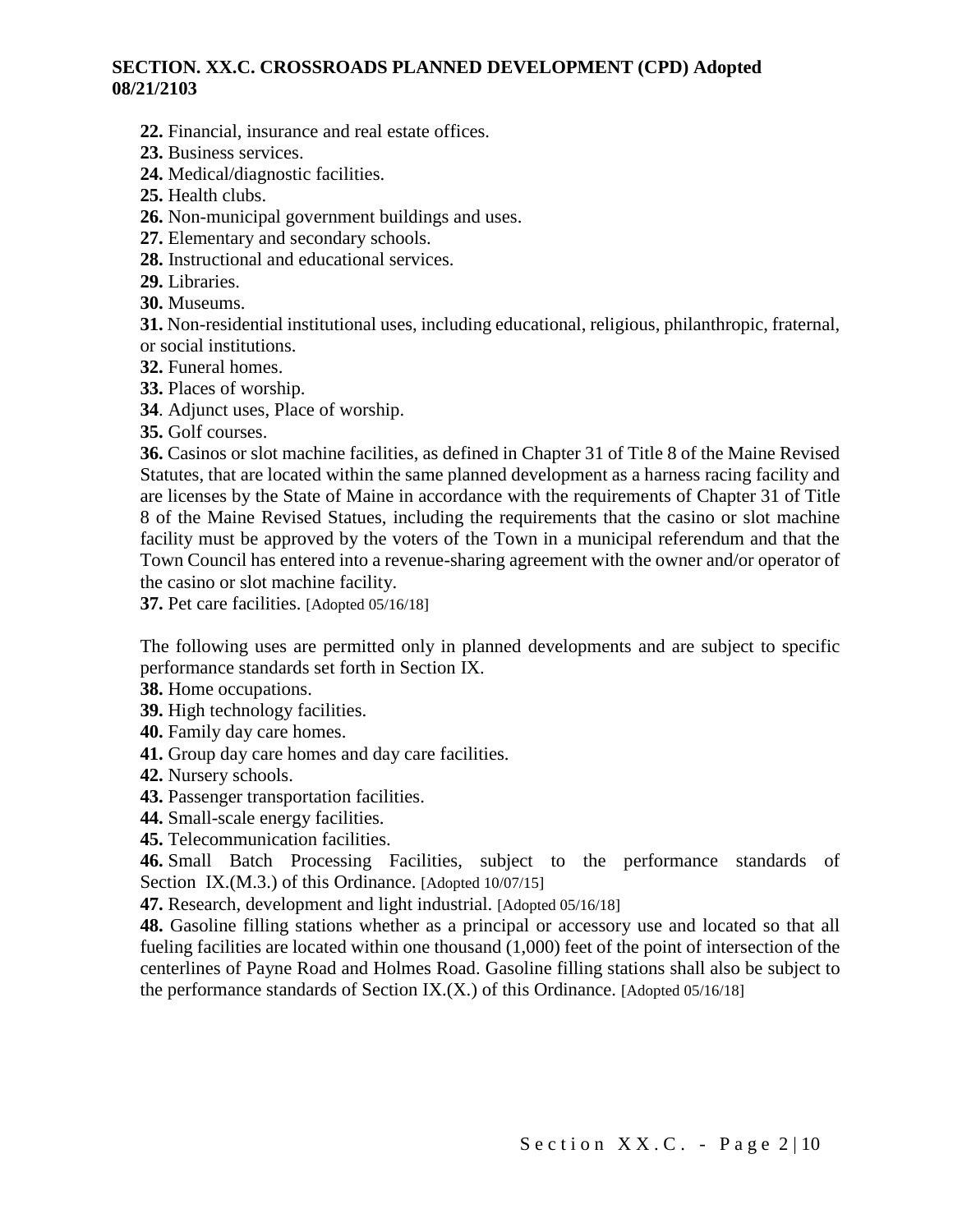**22.** Financial, insurance and real estate offices.
**23.** Business services.
**24.** Medical/diagnostic facilities.
**25.** Health clubs.
**26.** Non-municipal government buildings and uses.
**27.** Elementary and secondary schools.
**28.** Instructional and educational services.
**29.** Libraries.
**30.** Museums.
**31.** Non-residential institutional uses, including educational, religious, philanthropic, fraternal, or social institutions.
**32.** Funeral homes.
**33.** Places of worship.
**34**. Adjunct uses, Place of worship.
**35.** Golf courses.
**36.** Casinos or slot machine facilities, as defined in Chapter 31 of Title 8 of the Maine Revised Statutes, that are located within the same planned development as a harness racing facility and are licenses by the State of Maine in accordance with the requirements of Chapter 31 of Title 8 of the Maine Revised Statues, including the requirements that the casino or slot machine facility must be approved by the voters of the Town in a municipal referendum and that the Town Council has entered into a revenue-sharing agreement with the owner and/or operator of the casino or slot machine facility.
**37.** Pet care facilities. [Adopted 05/16/18]

The following uses are permitted only in planned developments and are subject to specific performance standards set forth in Section IX.
**38.** Home occupations.
**39.** High technology facilities.
**40.** Family day care homes.
**41.** Group day care homes and day care facilities.
**42.** Nursery schools.
**43.** Passenger transportation facilities.
**44.** Small-scale energy facilities.
**45.** Telecommunication facilities.
**46.** Small Batch Processing Facilities, subject to the performance standards of Section IX.(M.3.) of this Ordinance. [Adopted 10/07/15]
**47.** Research, development and light industrial. [Adopted 05/16/18]
**48.** Gasoline filling stations whether as a principal or accessory use and located so that all fueling facilities are located within one thousand (1,000) feet of the point of intersection of the centerlines of Payne Road and Holmes Road. Gasoline filling stations shall also be subject to the performance standards of Section IX.(X.) of this Ordinance. [Adopted 05/16/18]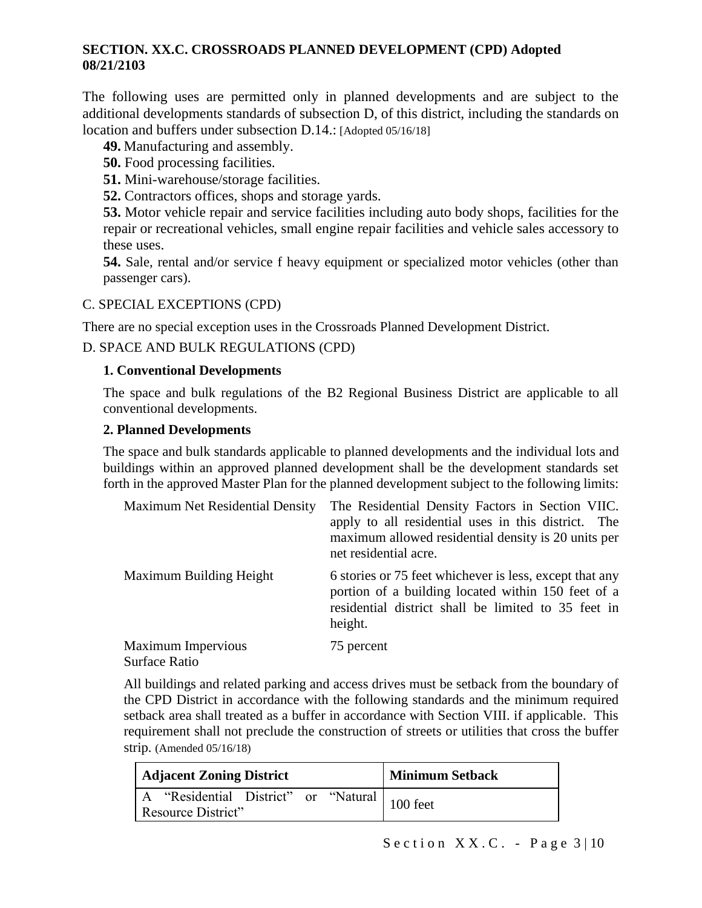**SECTION. XX.C. CROSSROADS PLANNED DEVELOPMENT (CPD) Adopted 08/21/2103**

The following uses are permitted only in planned developments and are subject to the additional developments standards of subsection D, of this district, including the standards on location and buffers under subsection D.14.: [Adopted 05/16/18]

**49.** Manufacturing and assembly.

**50.** Food processing facilities.

**51.** Mini-warehouse/storage facilities.

**52.** Contractors offices, shops and storage yards.

**53.** Motor vehicle repair and service facilities including auto body shops, facilities for the repair or recreational vehicles, small engine repair facilities and vehicle sales accessory to these uses.

**54.** Sale, rental and/or service f heavy equipment or specialized motor vehicles (other than passenger cars).

C. SPECIAL EXCEPTIONS (CPD)

There are no special exception uses in the Crossroads Planned Development District.

D. SPACE AND BULK REGULATIONS (CPD)

**1. Conventional Developments**

The space and bulk regulations of the B2 Regional Business District are applicable to all conventional developments.

**2. Planned Developments**

The space and bulk standards applicable to planned developments and the individual lots and buildings within an approved planned development shall be the development standards set forth in the approved Master Plan for the planned development subject to the following limits:

Maximum Net Residential Density — The Residential Density Factors in Section VIIC. apply to all residential uses in this district. The maximum allowed residential density is 20 units per net residential acre.

Maximum Building Height — 6 stories or 75 feet whichever is less, except that any portion of a building located within 150 feet of a residential district shall be limited to 35 feet in height.

Maximum Impervious Surface Ratio — 75 percent

All buildings and related parking and access drives must be setback from the boundary of the CPD District in accordance with the following standards and the minimum required setback area shall treated as a buffer in accordance with Section VIII. if applicable. This requirement shall not preclude the construction of streets or utilities that cross the buffer strip. (Amended 05/16/18)

| Adjacent Zoning District | Minimum Setback |
| --- | --- |
| A "Residential District" or "Natural Resource District" | 100 feet |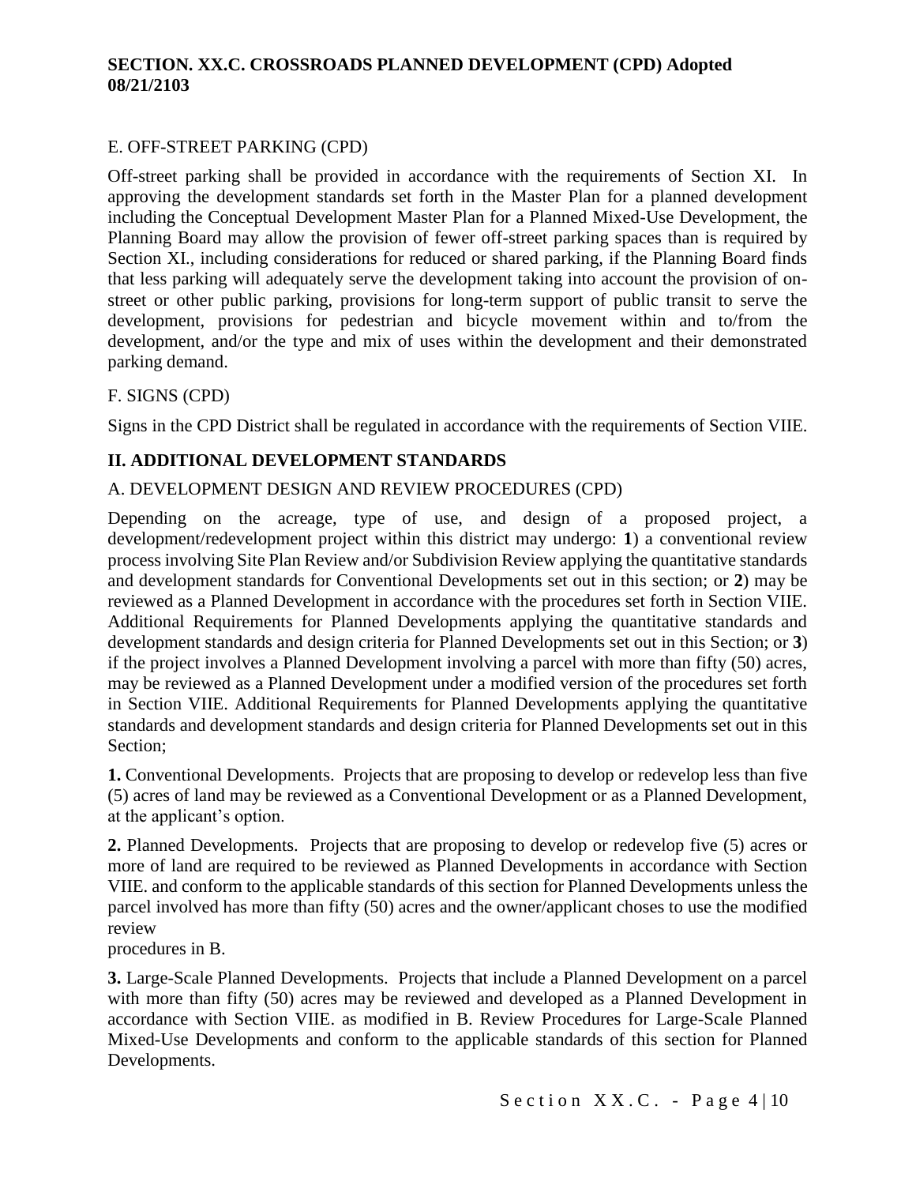## SECTION. XX.C. CROSSROADS PLANNED DEVELOPMENT (CPD) Adopted 08/21/2103

### E. OFF-STREET PARKING (CPD)

Off-street parking shall be provided in accordance with the requirements of Section XI. In approving the development standards set forth in the Master Plan for a planned development including the Conceptual Development Master Plan for a Planned Mixed-Use Development, the Planning Board may allow the provision of fewer off-street parking spaces than is required by Section XI., including considerations for reduced or shared parking, if the Planning Board finds that less parking will adequately serve the development taking into account the provision of on-street or other public parking, provisions for long-term support of public transit to serve the development, provisions for pedestrian and bicycle movement within and to/from the development, and/or the type and mix of uses within the development and their demonstrated parking demand.

### F. SIGNS (CPD)

Signs in the CPD District shall be regulated in accordance with the requirements of Section VIIE.

## II. ADDITIONAL DEVELOPMENT STANDARDS

### A. DEVELOPMENT DESIGN AND REVIEW PROCEDURES (CPD)

Depending on the acreage, type of use, and design of a proposed project, a development/redevelopment project within this district may undergo: **1**) a conventional review process involving Site Plan Review and/or Subdivision Review applying the quantitative standards and development standards for Conventional Developments set out in this section; or **2**) may be reviewed as a Planned Development in accordance with the procedures set forth in Section VIIE. Additional Requirements for Planned Developments applying the quantitative standards and development standards and design criteria for Planned Developments set out in this Section; or **3**) if the project involves a Planned Development involving a parcel with more than fifty (50) acres, may be reviewed as a Planned Development under a modified version of the procedures set forth in Section VIIE. Additional Requirements for Planned Developments applying the quantitative standards and development standards and design criteria for Planned Developments set out in this Section;

**1.** Conventional Developments. Projects that are proposing to develop or redevelop less than five (5) acres of land may be reviewed as a Conventional Development or as a Planned Development, at the applicant's option.

**2.** Planned Developments. Projects that are proposing to develop or redevelop five (5) acres or more of land are required to be reviewed as Planned Developments in accordance with Section VIIE. and conform to the applicable standards of this section for Planned Developments unless the parcel involved has more than fifty (50) acres and the owner/applicant choses to use the modified review procedures in B.

**3.** Large-Scale Planned Developments. Projects that include a Planned Development on a parcel with more than fifty (50) acres may be reviewed and developed as a Planned Development in accordance with Section VIIE. as modified in B. Review Procedures for Large-Scale Planned Mixed-Use Developments and conform to the applicable standards of this section for Planned Developments.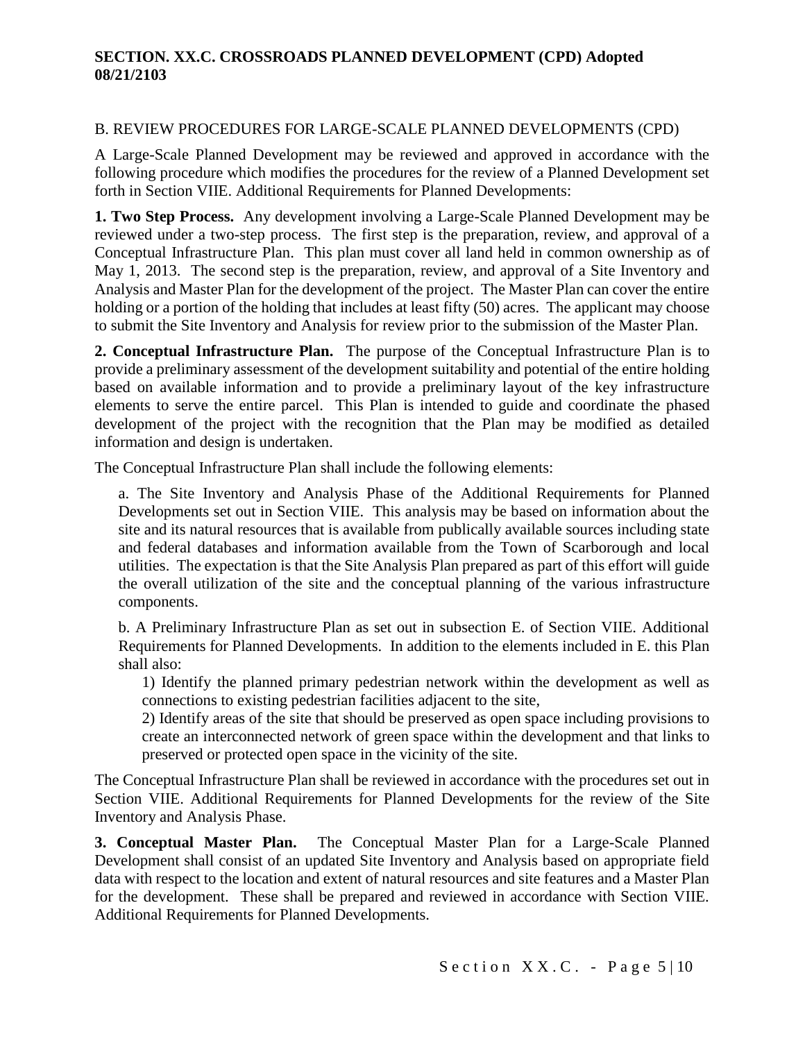**SECTION. XX.C. CROSSROADS PLANNED DEVELOPMENT (CPD) Adopted 08/21/2103**

B. REVIEW PROCEDURES FOR LARGE-SCALE PLANNED DEVELOPMENTS (CPD)

A Large-Scale Planned Development may be reviewed and approved in accordance with the following procedure which modifies the procedures for the review of a Planned Development set forth in Section VIIE. Additional Requirements for Planned Developments:

**1. Two Step Process.** Any development involving a Large-Scale Planned Development may be reviewed under a two-step process. The first step is the preparation, review, and approval of a Conceptual Infrastructure Plan. This plan must cover all land held in common ownership as of May 1, 2013. The second step is the preparation, review, and approval of a Site Inventory and Analysis and Master Plan for the development of the project. The Master Plan can cover the entire holding or a portion of the holding that includes at least fifty (50) acres. The applicant may choose to submit the Site Inventory and Analysis for review prior to the submission of the Master Plan.

**2. Conceptual Infrastructure Plan.** The purpose of the Conceptual Infrastructure Plan is to provide a preliminary assessment of the development suitability and potential of the entire holding based on available information and to provide a preliminary layout of the key infrastructure elements to serve the entire parcel. This Plan is intended to guide and coordinate the phased development of the project with the recognition that the Plan may be modified as detailed information and design is undertaken.

The Conceptual Infrastructure Plan shall include the following elements:

a. The Site Inventory and Analysis Phase of the Additional Requirements for Planned Developments set out in Section VIIE. This analysis may be based on information about the site and its natural resources that is available from publically available sources including state and federal databases and information available from the Town of Scarborough and local utilities. The expectation is that the Site Analysis Plan prepared as part of this effort will guide the overall utilization of the site and the conceptual planning of the various infrastructure components.

b. A Preliminary Infrastructure Plan as set out in subsection E. of Section VIIE. Additional Requirements for Planned Developments. In addition to the elements included in E. this Plan shall also:

1) Identify the planned primary pedestrian network within the development as well as connections to existing pedestrian facilities adjacent to the site,

2) Identify areas of the site that should be preserved as open space including provisions to create an interconnected network of green space within the development and that links to preserved or protected open space in the vicinity of the site.

The Conceptual Infrastructure Plan shall be reviewed in accordance with the procedures set out in Section VIIE. Additional Requirements for Planned Developments for the review of the Site Inventory and Analysis Phase.

**3. Conceptual Master Plan.** The Conceptual Master Plan for a Large-Scale Planned Development shall consist of an updated Site Inventory and Analysis based on appropriate field data with respect to the location and extent of natural resources and site features and a Master Plan for the development. These shall be prepared and reviewed in accordance with Section VIIE. Additional Requirements for Planned Developments.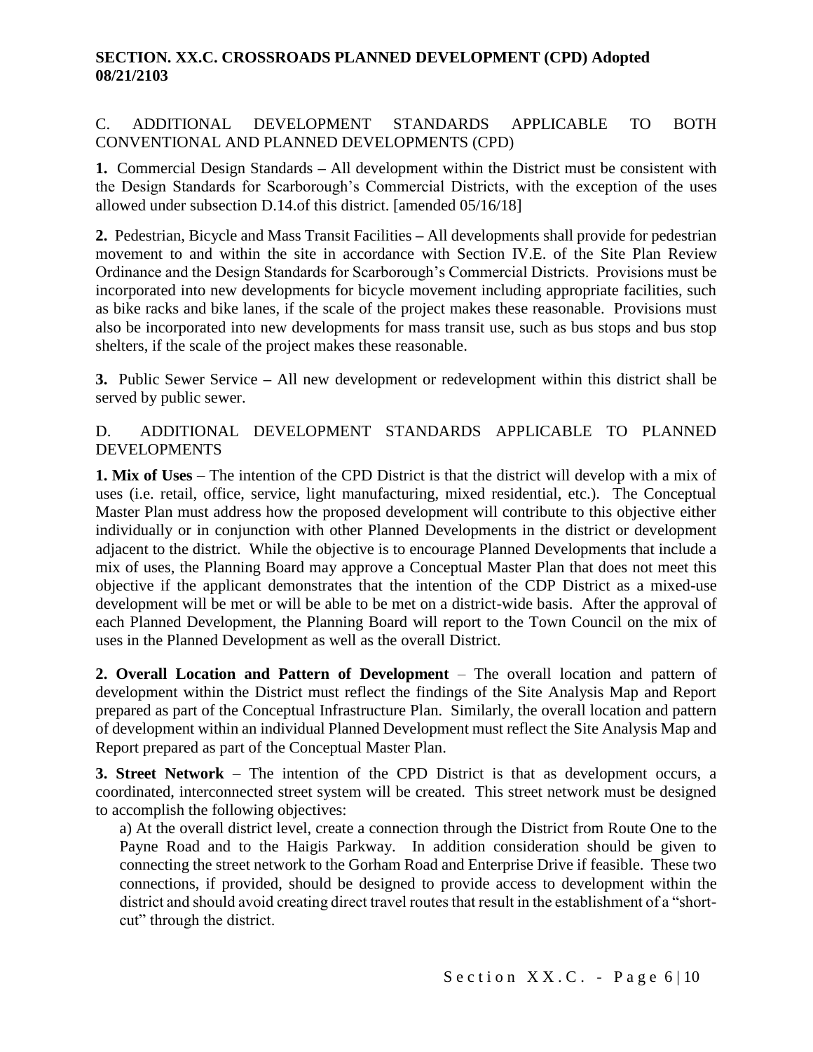**SECTION. XX.C. CROSSROADS PLANNED DEVELOPMENT (CPD) Adopted 08/21/2103**

## C. ADDITIONAL DEVELOPMENT STANDARDS APPLICABLE TO BOTH CONVENTIONAL AND PLANNED DEVELOPMENTS (CPD)

**1.** Commercial Design Standards **–** All development within the District must be consistent with the Design Standards for Scarborough's Commercial Districts, with the exception of the uses allowed under subsection D.14.of this district. [amended 05/16/18]

**2.** Pedestrian, Bicycle and Mass Transit Facilities **–** All developments shall provide for pedestrian movement to and within the site in accordance with Section IV.E. of the Site Plan Review Ordinance and the Design Standards for Scarborough's Commercial Districts. Provisions must be incorporated into new developments for bicycle movement including appropriate facilities, such as bike racks and bike lanes, if the scale of the project makes these reasonable. Provisions must also be incorporated into new developments for mass transit use, such as bus stops and bus stop shelters, if the scale of the project makes these reasonable.

**3.** Public Sewer Service **–** All new development or redevelopment within this district shall be served by public sewer.

## D. ADDITIONAL DEVELOPMENT STANDARDS APPLICABLE TO PLANNED DEVELOPMENTS

**1. Mix of Uses** – The intention of the CPD District is that the district will develop with a mix of uses (i.e. retail, office, service, light manufacturing, mixed residential, etc.). The Conceptual Master Plan must address how the proposed development will contribute to this objective either individually or in conjunction with other Planned Developments in the district or development adjacent to the district. While the objective is to encourage Planned Developments that include a mix of uses, the Planning Board may approve a Conceptual Master Plan that does not meet this objective if the applicant demonstrates that the intention of the CDP District as a mixed-use development will be met or will be able to be met on a district-wide basis. After the approval of each Planned Development, the Planning Board will report to the Town Council on the mix of uses in the Planned Development as well as the overall District.

**2. Overall Location and Pattern of Development** – The overall location and pattern of development within the District must reflect the findings of the Site Analysis Map and Report prepared as part of the Conceptual Infrastructure Plan. Similarly, the overall location and pattern of development within an individual Planned Development must reflect the Site Analysis Map and Report prepared as part of the Conceptual Master Plan.

**3. Street Network** – The intention of the CPD District is that as development occurs, a coordinated, interconnected street system will be created. This street network must be designed to accomplish the following objectives:

a) At the overall district level, create a connection through the District from Route One to the Payne Road and to the Haigis Parkway. In addition consideration should be given to connecting the street network to the Gorham Road and Enterprise Drive if feasible. These two connections, if provided, should be designed to provide access to development within the district and should avoid creating direct travel routes that result in the establishment of a "short-cut" through the district.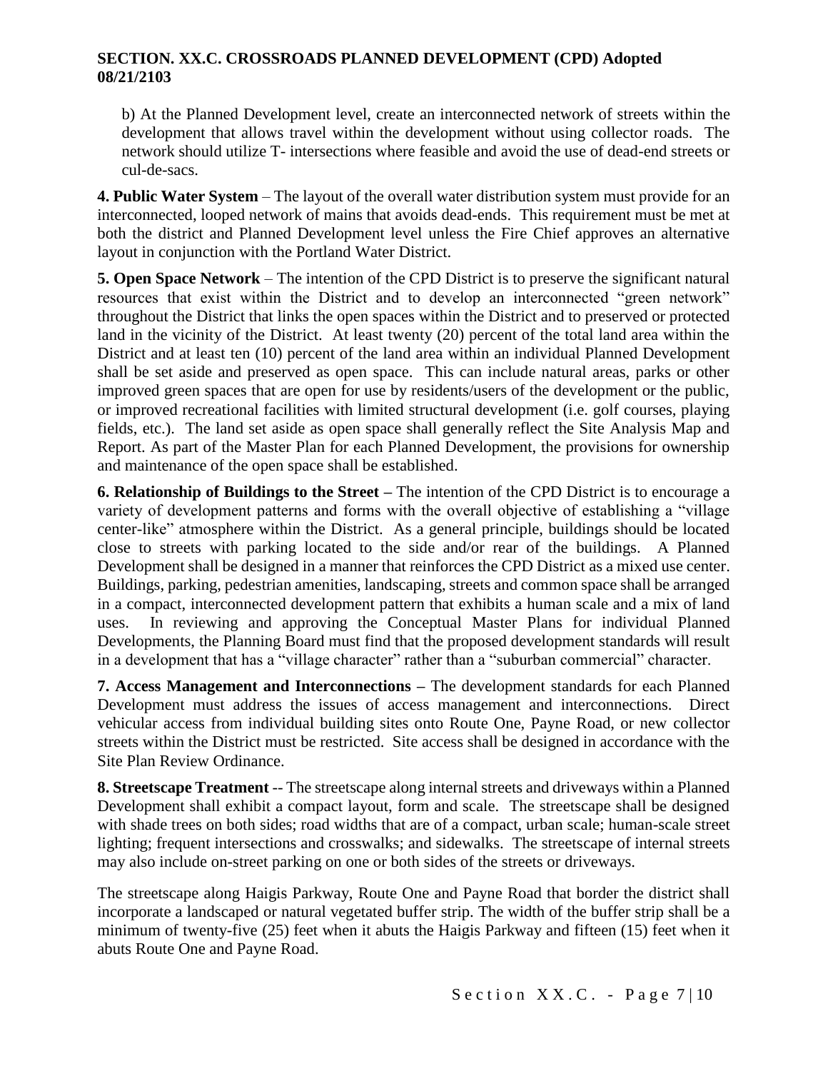b) At the Planned Development level, create an interconnected network of streets within the development that allows travel within the development without using collector roads. The network should utilize T- intersections where feasible and avoid the use of dead-end streets or cul-de-sacs.

**4. Public Water System** – The layout of the overall water distribution system must provide for an interconnected, looped network of mains that avoids dead-ends. This requirement must be met at both the district and Planned Development level unless the Fire Chief approves an alternative layout in conjunction with the Portland Water District.

**5. Open Space Network** – The intention of the CPD District is to preserve the significant natural resources that exist within the District and to develop an interconnected "green network" throughout the District that links the open spaces within the District and to preserved or protected land in the vicinity of the District. At least twenty (20) percent of the total land area within the District and at least ten (10) percent of the land area within an individual Planned Development shall be set aside and preserved as open space. This can include natural areas, parks or other improved green spaces that are open for use by residents/users of the development or the public, or improved recreational facilities with limited structural development (i.e. golf courses, playing fields, etc.). The land set aside as open space shall generally reflect the Site Analysis Map and Report. As part of the Master Plan for each Planned Development, the provisions for ownership and maintenance of the open space shall be established.

**6. Relationship of Buildings to the Street –** The intention of the CPD District is to encourage a variety of development patterns and forms with the overall objective of establishing a "village center-like" atmosphere within the District. As a general principle, buildings should be located close to streets with parking located to the side and/or rear of the buildings. A Planned Development shall be designed in a manner that reinforces the CPD District as a mixed use center. Buildings, parking, pedestrian amenities, landscaping, streets and common space shall be arranged in a compact, interconnected development pattern that exhibits a human scale and a mix of land uses. In reviewing and approving the Conceptual Master Plans for individual Planned Developments, the Planning Board must find that the proposed development standards will result in a development that has a "village character" rather than a "suburban commercial" character.

**7. Access Management and Interconnections –** The development standards for each Planned Development must address the issues of access management and interconnections. Direct vehicular access from individual building sites onto Route One, Payne Road, or new collector streets within the District must be restricted. Site access shall be designed in accordance with the Site Plan Review Ordinance.

**8. Streetscape Treatment** -- The streetscape along internal streets and driveways within a Planned Development shall exhibit a compact layout, form and scale. The streetscape shall be designed with shade trees on both sides; road widths that are of a compact, urban scale; human-scale street lighting; frequent intersections and crosswalks; and sidewalks. The streetscape of internal streets may also include on-street parking on one or both sides of the streets or driveways.

The streetscape along Haigis Parkway, Route One and Payne Road that border the district shall incorporate a landscaped or natural vegetated buffer strip. The width of the buffer strip shall be a minimum of twenty-five (25) feet when it abuts the Haigis Parkway and fifteen (15) feet when it abuts Route One and Payne Road.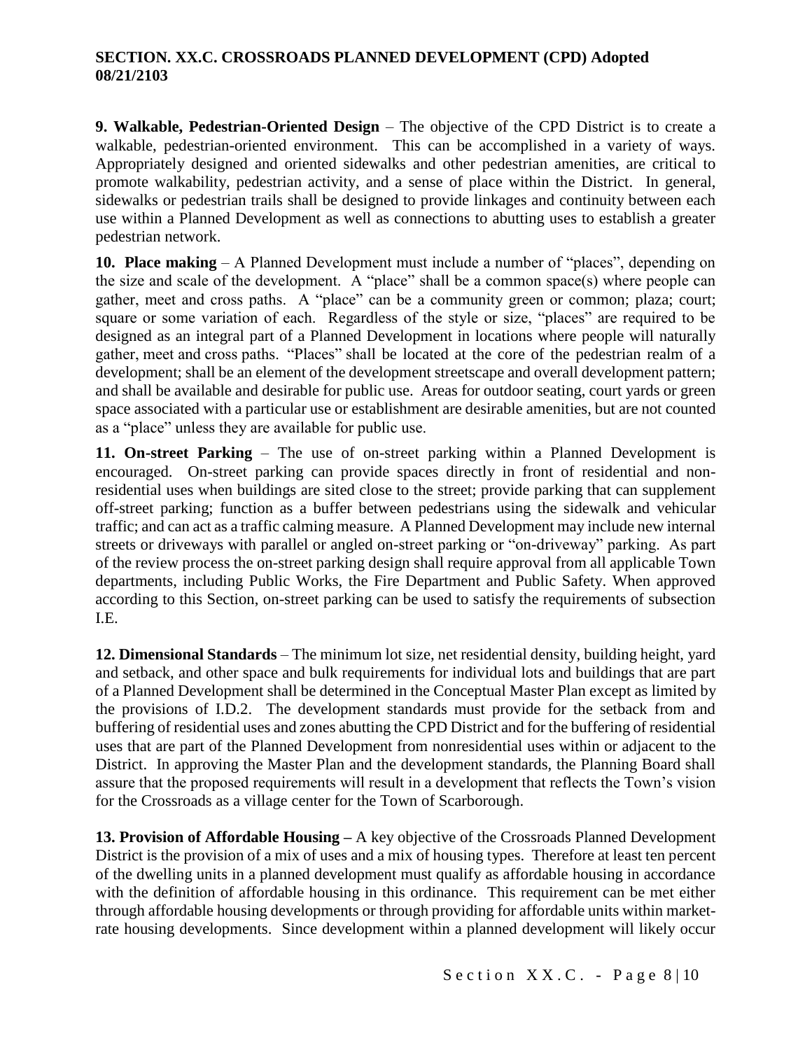**9. Walkable, Pedestrian-Oriented Design** – The objective of the CPD District is to create a walkable, pedestrian-oriented environment. This can be accomplished in a variety of ways. Appropriately designed and oriented sidewalks and other pedestrian amenities, are critical to promote walkability, pedestrian activity, and a sense of place within the District. In general, sidewalks or pedestrian trails shall be designed to provide linkages and continuity between each use within a Planned Development as well as connections to abutting uses to establish a greater pedestrian network.

**10. Place making** – A Planned Development must include a number of "places", depending on the size and scale of the development. A "place" shall be a common space(s) where people can gather, meet and cross paths. A "place" can be a community green or common; plaza; court; square or some variation of each. Regardless of the style or size, "places" are required to be designed as an integral part of a Planned Development in locations where people will naturally gather, meet and cross paths. "Places" shall be located at the core of the pedestrian realm of a development; shall be an element of the development streetscape and overall development pattern; and shall be available and desirable for public use. Areas for outdoor seating, court yards or green space associated with a particular use or establishment are desirable amenities, but are not counted as a "place" unless they are available for public use.

**11. On-street Parking** – The use of on-street parking within a Planned Development is encouraged. On-street parking can provide spaces directly in front of residential and non-residential uses when buildings are sited close to the street; provide parking that can supplement off-street parking; function as a buffer between pedestrians using the sidewalk and vehicular traffic; and can act as a traffic calming measure. A Planned Development may include new internal streets or driveways with parallel or angled on-street parking or "on-driveway" parking. As part of the review process the on-street parking design shall require approval from all applicable Town departments, including Public Works, the Fire Department and Public Safety. When approved according to this Section, on-street parking can be used to satisfy the requirements of subsection I.E.

**12. Dimensional Standards** – The minimum lot size, net residential density, building height, yard and setback, and other space and bulk requirements for individual lots and buildings that are part of a Planned Development shall be determined in the Conceptual Master Plan except as limited by the provisions of I.D.2. The development standards must provide for the setback from and buffering of residential uses and zones abutting the CPD District and for the buffering of residential uses that are part of the Planned Development from nonresidential uses within or adjacent to the District. In approving the Master Plan and the development standards, the Planning Board shall assure that the proposed requirements will result in a development that reflects the Town's vision for the Crossroads as a village center for the Town of Scarborough.

**13. Provision of Affordable Housing –** A key objective of the Crossroads Planned Development District is the provision of a mix of uses and a mix of housing types. Therefore at least ten percent of the dwelling units in a planned development must qualify as affordable housing in accordance with the definition of affordable housing in this ordinance. This requirement can be met either through affordable housing developments or through providing for affordable units within market-rate housing developments. Since development within a planned development will likely occur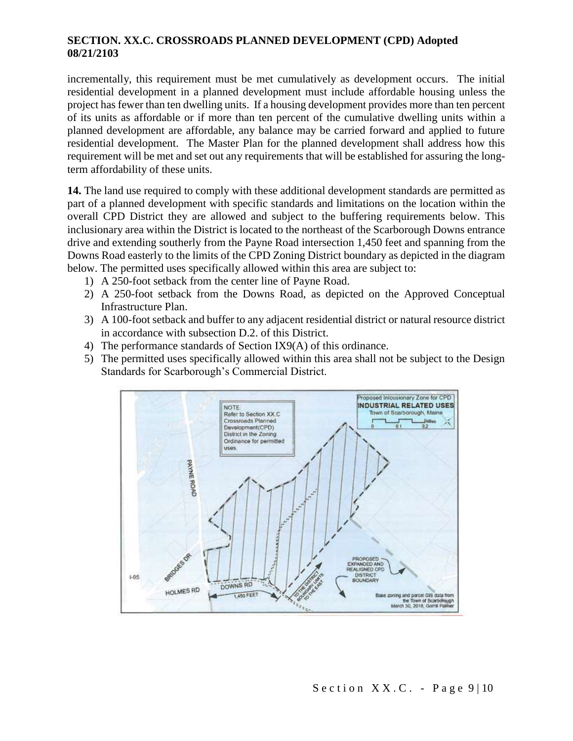incrementally, this requirement must be met cumulatively as development occurs. The initial residential development in a planned development must include affordable housing unless the project has fewer than ten dwelling units. If a housing development provides more than ten percent of its units as affordable or if more than ten percent of the cumulative dwelling units within a planned development are affordable, any balance may be carried forward and applied to future residential development. The Master Plan for the planned development shall address how this requirement will be met and set out any requirements that will be established for assuring the long-term affordability of these units.

**14.** The land use required to comply with these additional development standards are permitted as part of a planned development with specific standards and limitations on the location within the overall CPD District they are allowed and subject to the buffering requirements below. This inclusionary area within the District is located to the northeast of the Scarborough Downs entrance drive and extending southerly from the Payne Road intersection 1,450 feet and spanning from the Downs Road easterly to the limits of the CPD Zoning District boundary as depicted in the diagram below. The permitted uses specifically allowed within this area are subject to:

1) A 250-foot setback from the center line of Payne Road.
2) A 250-foot setback from the Downs Road, as depicted on the Approved Conceptual Infrastructure Plan.
3) A 100-foot setback and buffer to any adjacent residential district or natural resource district in accordance with subsection D.2. of this District.
4) The performance standards of Section IX9(A) of this ordinance.
5) The permitted uses specifically allowed within this area shall not be subject to the Design Standards for Scarborough's Commercial District.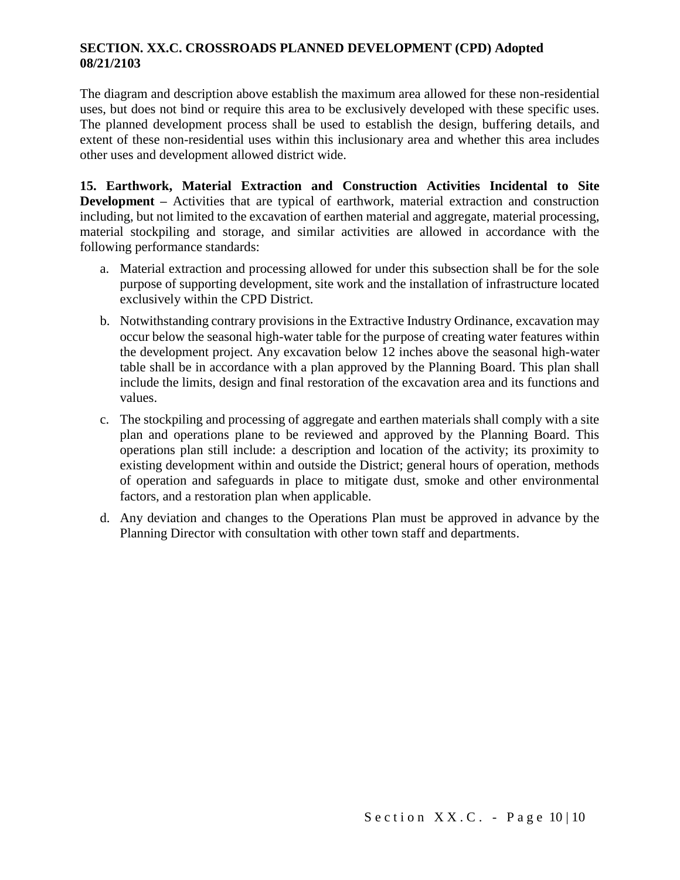The diagram and description above establish the maximum area allowed for these non-residential uses, but does not bind or require this area to be exclusively developed with these specific uses. The planned development process shall be used to establish the design, buffering details, and extent of these non-residential uses within this inclusionary area and whether this area includes other uses and development allowed district wide.

**15. Earthwork, Material Extraction and Construction Activities Incidental to Site Development –** Activities that are typical of earthwork, material extraction and construction including, but not limited to the excavation of earthen material and aggregate, material processing, material stockpiling and storage, and similar activities are allowed in accordance with the following performance standards:

a. Material extraction and processing allowed for under this subsection shall be for the sole purpose of supporting development, site work and the installation of infrastructure located exclusively within the CPD District.

b. Notwithstanding contrary provisions in the Extractive Industry Ordinance, excavation may occur below the seasonal high-water table for the purpose of creating water features within the development project. Any excavation below 12 inches above the seasonal high-water table shall be in accordance with a plan approved by the Planning Board. This plan shall include the limits, design and final restoration of the excavation area and its functions and values.

c. The stockpiling and processing of aggregate and earthen materials shall comply with a site plan and operations plane to be reviewed and approved by the Planning Board. This operations plan still include: a description and location of the activity; its proximity to existing development within and outside the District; general hours of operation, methods of operation and safeguards in place to mitigate dust, smoke and other environmental factors, and a restoration plan when applicable.

d. Any deviation and changes to the Operations Plan must be approved in advance by the Planning Director with consultation with other town staff and departments.